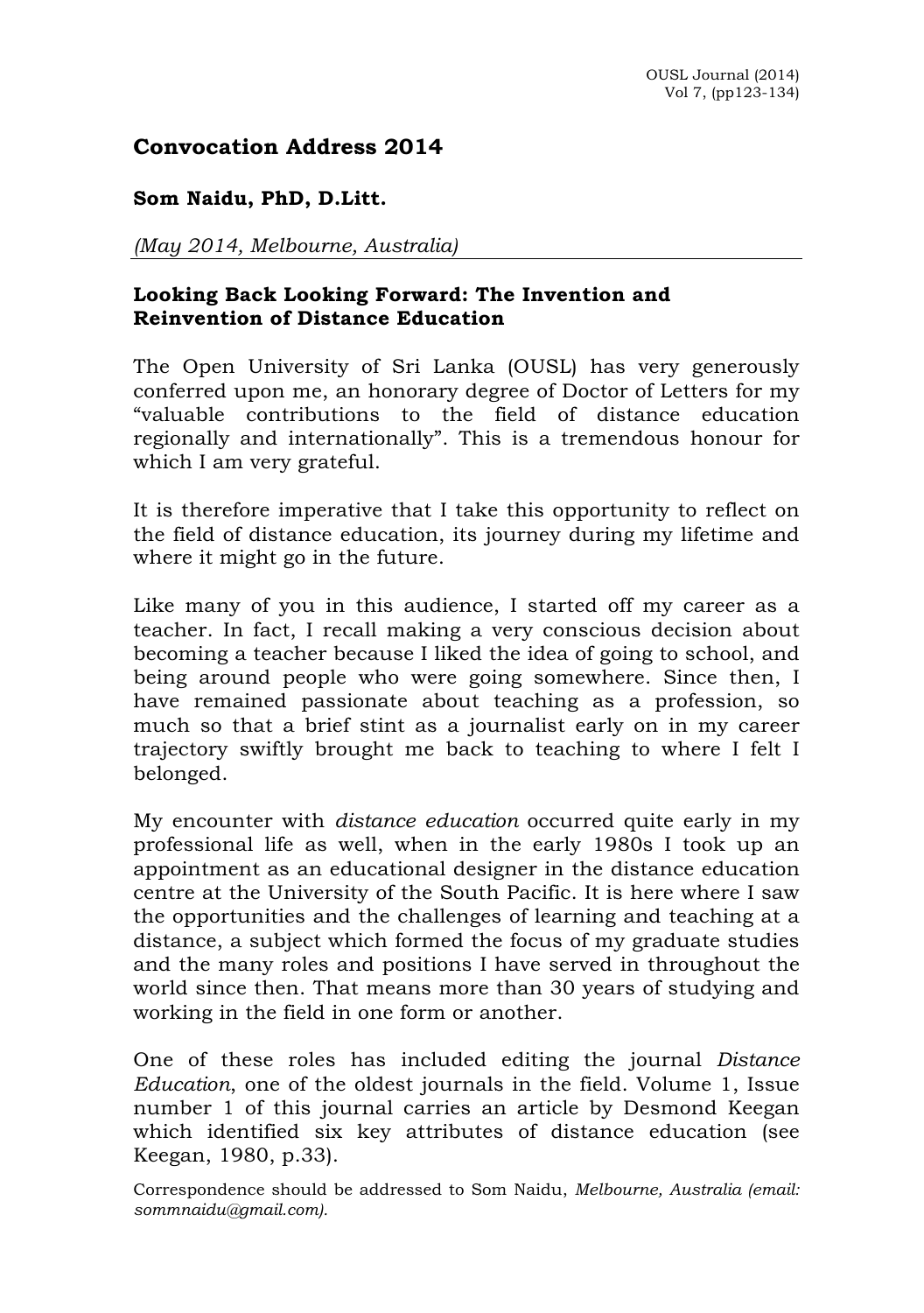# Convocation Address 2014

**Som Naidu, PhD, D.Litt.**

*(May 2014, Melbourne, Australia)*

## Looking Back Looking Forward: The Invention and Reinvention of Distance Education

The Open University of Sri Lanka (OUSL) has very generously conferred upon me, an honorary degree of Doctor of Letters for my "valuable contributions to the field of distance education regionally and internationally". This is a tremendous honour for which I am very grateful.

It is therefore imperative that I take this opportunity to reflect on the field of distance education, its journey during my lifetime and where it might go in the future.

Like many of you in this audience, I started off my career as a teacher. In fact, I recall making a very conscious decision about becoming a teacher because I liked the idea of going to school, and being around people who were going somewhere. Since then, I have remained passionate about teaching as a profession, so much so that a brief stint as a journalist early on in my career trajectory swiftly brought me back to teaching to where I felt I belonged.

My encounter with *distance education* occurred quite early in my professional life as well, when in the early 1980s I took up an appointment as an educational designer in the distance education centre at the University of the South Pacific. It is here where I saw the opportunities and the challenges of learning and teaching at a distance, a subject which formed the focus of my graduate studies and the many roles and positions I have served in throughout the world since then. That means more than 30 years of studying and working in the field in one form or another.

One of these roles has included editing the journal *Distance Education*, one of the oldest journals in the field. Volume 1, Issue number 1 of this journal carries an article by Desmond Keegan which identified six key attributes of distance education (see Keegan, 1980, p.33).

Correspondence should be addressed to Som Naidu, *Melbourne, Australia (email: sommnaidu@gmail.com).*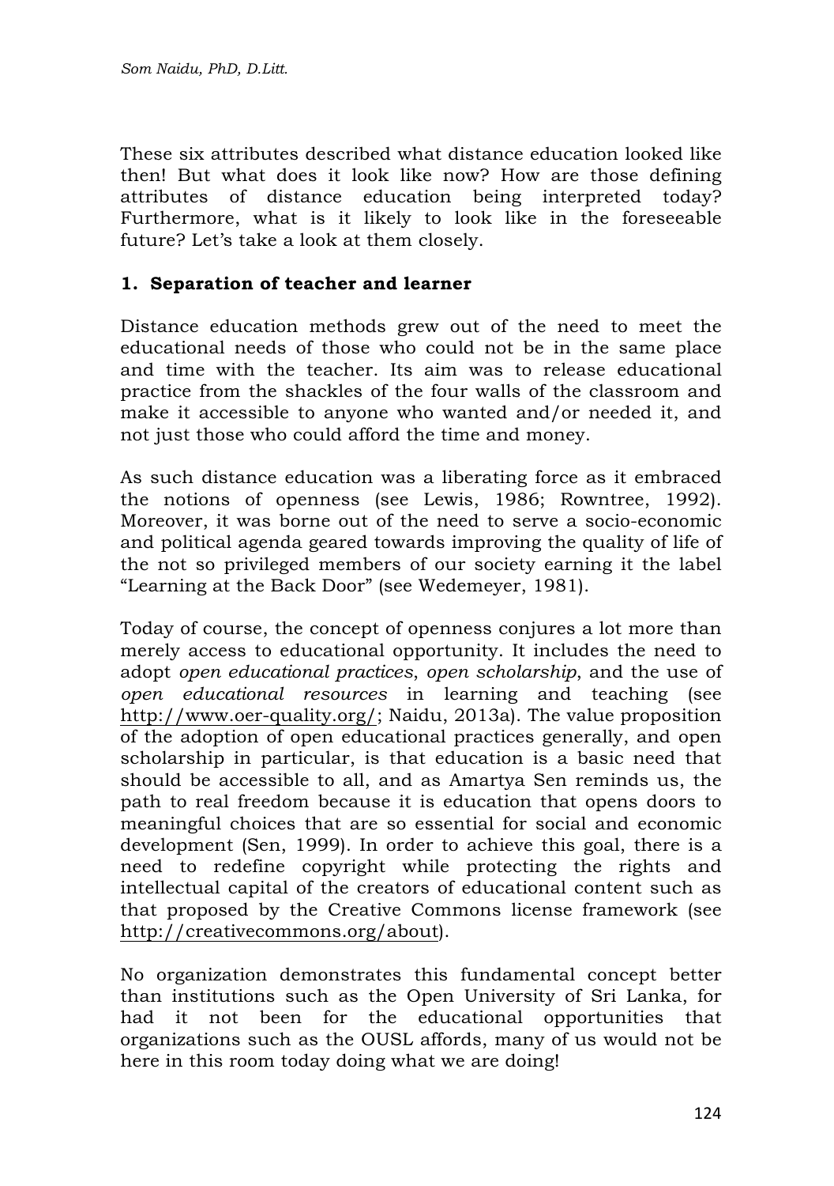These six attributes described what distance education looked like then! But what does it look like now? How are those defining attributes of distance education being interpreted today? Furthermore, what is it likely to look like in the foreseeable future? Let's take a look at them closely.

## 1. Separation of teacher and learner

Distance education methods grew out of the need to meet the educational needs of those who could not be in the same place and time with the teacher. Its aim was to release educational practice from the shackles of the four walls of the classroom and make it accessible to anyone who wanted and/or needed it, and not just those who could afford the time and money.

As such distance education was a liberating force as it embraced the notions of openness (see Lewis, 1986; Rowntree, 1992). Moreover, it was borne out of the need to serve a socio-economic and political agenda geared towards improving the quality of life of the not so privileged members of our society earning it the label "Learning at the Back Door" (see Wedemeyer, 1981).

Today of course, the concept of openness conjures a lot more than merely access to educational opportunity. It includes the need to adopt *open educational practices*, *open scholarship*, and the use of *open educational resources* in learning and teaching (see http://www.oer-quality.org/; Naidu, 2013a). The value proposition of the adoption of open educational practices generally, and open scholarship in particular, is that education is a basic need that should be accessible to all, and as Amartya Sen reminds us, the path to real freedom because it is education that opens doors to meaningful choices that are so essential for social and economic development (Sen, 1999). In order to achieve this goal, there is a need to redefine copyright while protecting the rights and intellectual capital of the creators of educational content such as that proposed by the Creative Commons license framework (see http://creativecommons.org/about).

No organization demonstrates this fundamental concept better than institutions such as the Open University of Sri Lanka, for had it not been for the educational opportunities that organizations such as the OUSL affords, many of us would not be here in this room today doing what we are doing!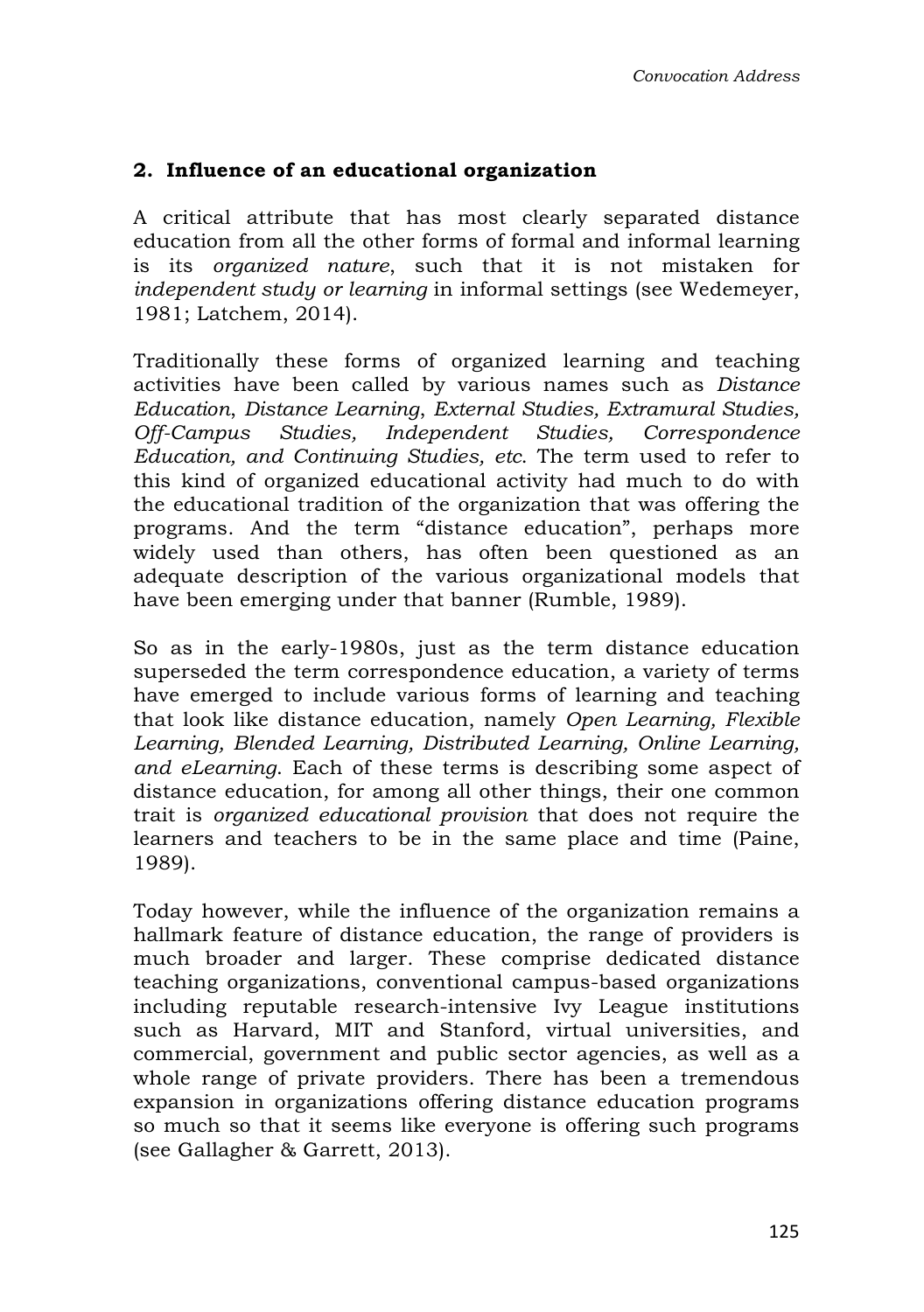## 2. Influence of an educational organization

A critical attribute that has most clearly separated distance education from all the other forms of formal and informal learning is its *organized nature*, such that it is not mistaken for *independent study or learning* in informal settings (see Wedemeyer, 1981; Latchem, 2014).

Traditionally these forms of organized learning and teaching activities have been called by various names such as *Distance Education*, *Distance Learning*, *External Studies, Extramural Studies, Off-Campus Studies, Independent Studies, Correspondence Education, and Continuing Studies, etc*. The term used to refer to this kind of organized educational activity had much to do with the educational tradition of the organization that was offering the programs. And the term "distance education", perhaps more widely used than others, has often been questioned as an adequate description of the various organizational models that have been emerging under that banner (Rumble, 1989).

So as in the early-1980s, just as the term distance education superseded the term correspondence education, a variety of terms have emerged to include various forms of learning and teaching that look like distance education, namely *Open Learning, Flexible Learning, Blended Learning, Distributed Learning, Online Learning, and eLearning*. Each of these terms is describing some aspect of distance education, for among all other things, their one common trait is *organized educational provision* that does not require the learners and teachers to be in the same place and time (Paine, 1989).

Today however, while the influence of the organization remains a hallmark feature of distance education, the range of providers is much broader and larger. These comprise dedicated distance teaching organizations, conventional campus-based organizations including reputable research-intensive Ivy League institutions such as Harvard, MIT and Stanford, virtual universities, and commercial, government and public sector agencies, as well as a whole range of private providers. There has been a tremendous expansion in organizations offering distance education programs so much so that it seems like everyone is offering such programs (see Gallagher & Garrett, 2013).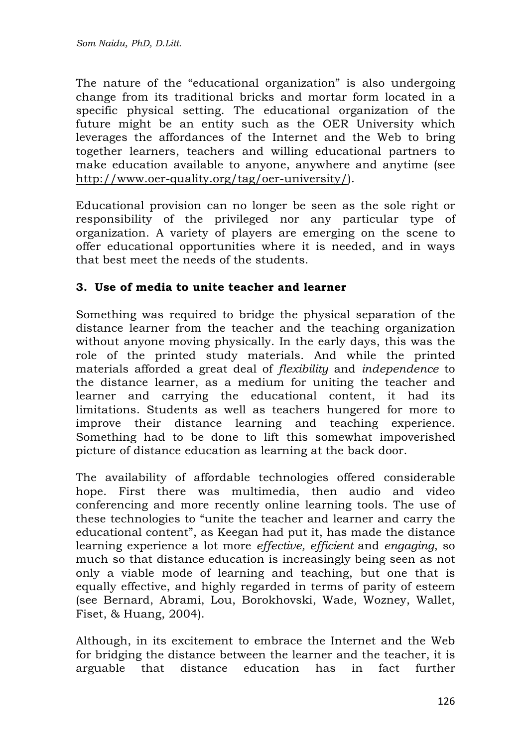The nature of the "educational organization" is also undergoing change from its traditional bricks and mortar form located in a specific physical setting. The educational organization of the future might be an entity such as the OER University which leverages the affordances of the Internet and the Web to bring together learners, teachers and willing educational partners to make education available to anyone, anywhere and anytime (see http://www.oer-quality.org/tag/oer-university/).

Educational provision can no longer be seen as the sole right or responsibility of the privileged nor any particular type of organization. A variety of players are emerging on the scene to offer educational opportunities where it is needed, and in ways that best meet the needs of the students.

### 3. Use of media to unite teacher and learner

Something was required to bridge the physical separation of the distance learner from the teacher and the teaching organization without anyone moving physically. In the early days, this was the role of the printed study materials. And while the printed materials afforded a great deal of *flexibility* and *independence* to the distance learner, as a medium for uniting the teacher and learner and carrying the educational content, it had its limitations. Students as well as teachers hungered for more to improve their distance learning and teaching experience. Something had to be done to lift this somewhat impoverished picture of distance education as learning at the back door.

The availability of affordable technologies offered considerable hope. First there was multimedia, then audio and video conferencing and more recently online learning tools. The use of these technologies to "unite the teacher and learner and carry the educational content", as Keegan had put it, has made the distance learning experience a lot more *effective, efficient* and *engaging*, so much so that distance education is increasingly being seen as not only a viable mode of learning and teaching, but one that is equally effective, and highly regarded in terms of parity of esteem (see Bernard, Abrami, Lou, Borokhovski, Wade, Wozney, Wallet, Fiset, & Huang, 2004).

Although, in its excitement to embrace the Internet and the Web for bridging the distance between the learner and the teacher, it is arguable that distance education has in fact further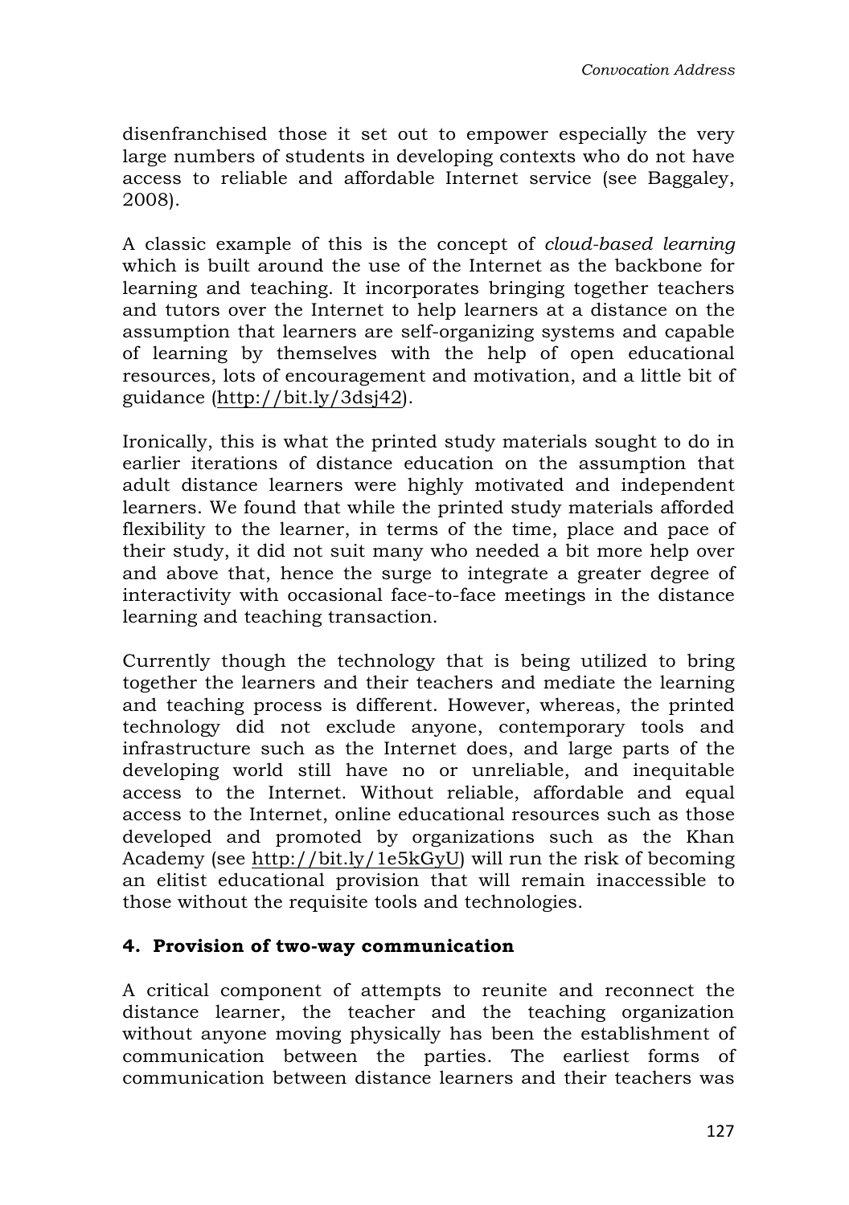disenfranchised those it set out to empower especially the very large numbers of students in developing contexts who do not have access to reliable and affordable Internet service (see Baggaley, 2008).

A classic example of this is the concept of *cloud-based learning* which is built around the use of the Internet as the backbone for learning and teaching. It incorporates bringing together teachers and tutors over the Internet to help learners at a distance on the assumption that learners are self-organizing systems and capable of learning by themselves with the help of open educational resources, lots of encouragement and motivation, and a little bit of guidance (http://bit.ly/3dsj42).

Ironically, this is what the printed study materials sought to do in earlier iterations of distance education on the assumption that adult distance learners were highly motivated and independent learners. We found that while the printed study materials afforded flexibility to the learner, in terms of the time, place and pace of their study, it did not suit many who needed a bit more help over and above that, hence the surge to integrate a greater degree of interactivity with occasional face-to-face meetings in the distance learning and teaching transaction.

Currently though the technology that is being utilized to bring together the learners and their teachers and mediate the learning and teaching process is different. However, whereas, the printed technology did not exclude anyone, contemporary tools and infrastructure such as the Internet does, and large parts of the developing world still have no or unreliable, and inequitable access to the Internet. Without reliable, affordable and equal access to the Internet, online educational resources such as those developed and promoted by organizations such as the Khan Academy (see http://bit.ly/1e5kGyU) will run the risk of becoming an elitist educational provision that will remain inaccessible to those without the requisite tools and technologies.

### 4. Provision of two-way communication

A critical component of attempts to reunite and reconnect the distance learner, the teacher and the teaching organization without anyone moving physically has been the establishment of communication between the parties. The earliest forms of communication between distance learners and their teachers was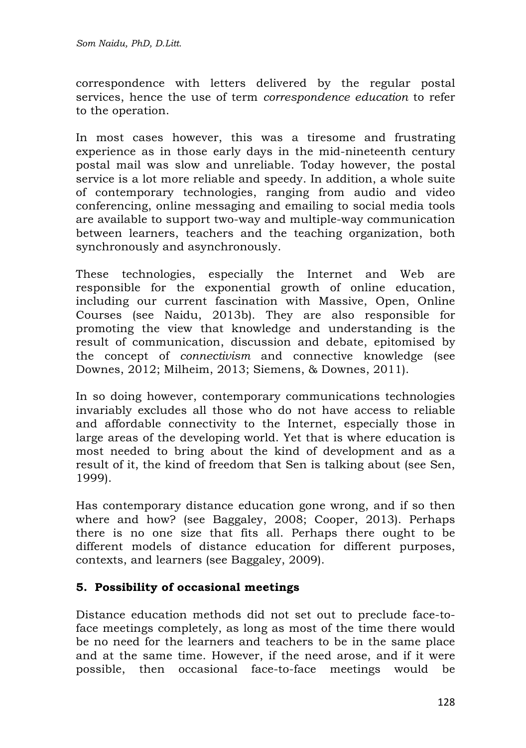correspondence with letters delivered by the regular postal services, hence the use of term *correspondence education* to refer to the operation.

In most cases however, this was a tiresome and frustrating experience as in those early days in the mid-nineteenth century postal mail was slow and unreliable. Today however, the postal service is a lot more reliable and speedy. In addition, a whole suite of contemporary technologies, ranging from audio and video conferencing, online messaging and emailing to social media tools are available to support two-way and multiple-way communication between learners, teachers and the teaching organization, both synchronously and asynchronously.

These technologies, especially the Internet and Web are responsible for the exponential growth of online education, including our current fascination with Massive, Open, Online Courses (see Naidu, 2013b). They are also responsible for promoting the view that knowledge and understanding is the result of communication, discussion and debate, epitomised by the concept of *connectivism* and connective knowledge (see Downes, 2012; Milheim, 2013; Siemens, & Downes, 2011).

In so doing however, contemporary communications technologies invariably excludes all those who do not have access to reliable and affordable connectivity to the Internet, especially those in large areas of the developing world. Yet that is where education is most needed to bring about the kind of development and as a result of it, the kind of freedom that Sen is talking about (see Sen, 1999).

Has contemporary distance education gone wrong, and if so then where and how? (see Baggaley, 2008; Cooper, 2013). Perhaps there is no one size that fits all. Perhaps there ought to be different models of distance education for different purposes, contexts, and learners (see Baggaley, 2009).

## 5. Possibility of occasional meetings

Distance education methods did not set out to preclude face-to-face meetings completely, as long as most of the time there would be no need for the learners and teachers to be in the same place and at the same time. However, if the need arose, and if it were possible, then occasional face-to-face meetings would be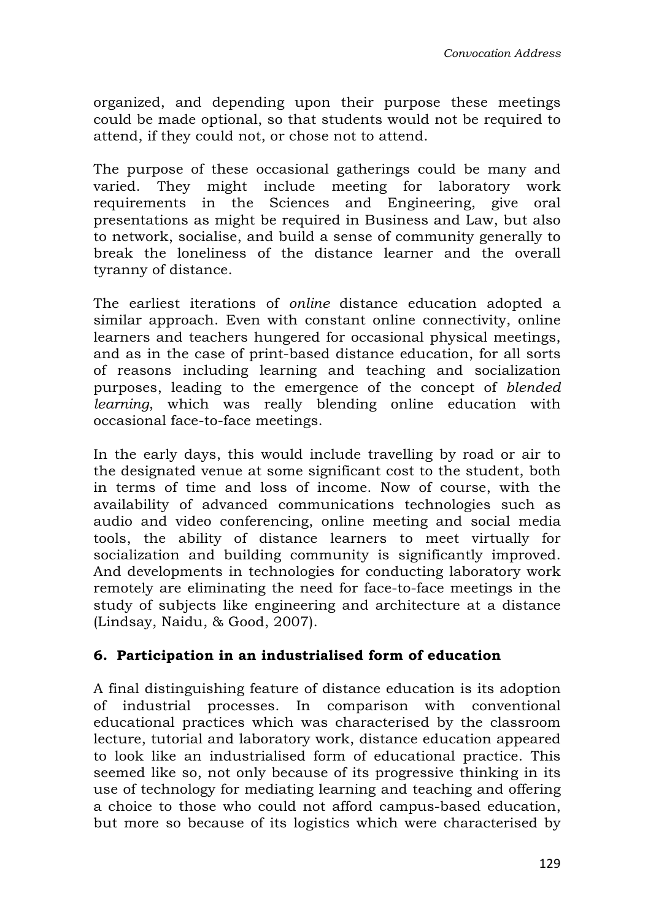organized, and depending upon their purpose these meetings could be made optional, so that students would not be required to attend, if they could not, or chose not to attend.

The purpose of these occasional gatherings could be many and varied. They might include meeting for laboratory work requirements in the Sciences and Engineering, give oral presentations as might be required in Business and Law, but also to network, socialise, and build a sense of community generally to break the loneliness of the distance learner and the overall tyranny of distance.

The earliest iterations of *online* distance education adopted a similar approach. Even with constant online connectivity, online learners and teachers hungered for occasional physical meetings, and as in the case of print-based distance education, for all sorts of reasons including learning and teaching and socialization purposes, leading to the emergence of the concept of *blended learning*, which was really blending online education with occasional face-to-face meetings.

In the early days, this would include travelling by road or air to the designated venue at some significant cost to the student, both in terms of time and loss of income. Now of course, with the availability of advanced communications technologies such as audio and video conferencing, online meeting and social media tools, the ability of distance learners to meet virtually for socialization and building community is significantly improved. And developments in technologies for conducting laboratory work remotely are eliminating the need for face-to-face meetings in the study of subjects like engineering and architecture at a distance (Lindsay, Naidu, & Good, 2007).

### 6. Participation in an industrialised form of education

A final distinguishing feature of distance education is its adoption of industrial processes. In comparison with conventional educational practices which was characterised by the classroom lecture, tutorial and laboratory work, distance education appeared to look like an industrialised form of educational practice. This seemed like so, not only because of its progressive thinking in its use of technology for mediating learning and teaching and offering a choice to those who could not afford campus-based education, but more so because of its logistics which were characterised by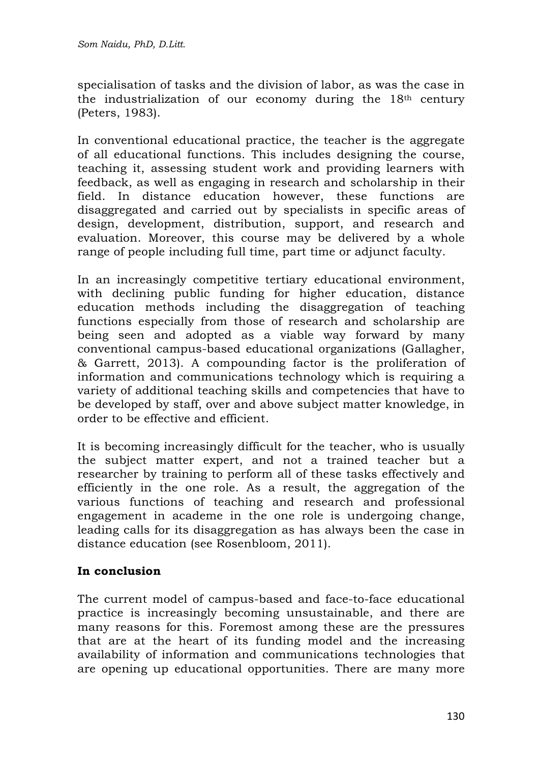specialisation of tasks and the division of labor, as was the case in the industrialization of our economy during the 18th century (Peters, 1983).

In conventional educational practice, the teacher is the aggregate of all educational functions. This includes designing the course, teaching it, assessing student work and providing learners with feedback, as well as engaging in research and scholarship in their field. In distance education however, these functions are disaggregated and carried out by specialists in specific areas of design, development, distribution, support, and research and evaluation. Moreover, this course may be delivered by a whole range of people including full time, part time or adjunct faculty.

In an increasingly competitive tertiary educational environment, with declining public funding for higher education, distance education methods including the disaggregation of teaching functions especially from those of research and scholarship are being seen and adopted as a viable way forward by many conventional campus-based educational organizations (Gallagher, & Garrett, 2013). A compounding factor is the proliferation of information and communications technology which is requiring a variety of additional teaching skills and competencies that have to be developed by staff, over and above subject matter knowledge, in order to be effective and efficient.

It is becoming increasingly difficult for the teacher, who is usually the subject matter expert, and not a trained teacher but a researcher by training to perform all of these tasks effectively and efficiently in the one role. As a result, the aggregation of the various functions of teaching and research and professional engagement in academe in the one role is undergoing change, leading calls for its disaggregation as has always been the case in distance education (see Rosenbloom, 2011).

## In conclusion

The current model of campus-based and face-to-face educational practice is increasingly becoming unsustainable, and there are many reasons for this. Foremost among these are the pressures that are at the heart of its funding model and the increasing availability of information and communications technologies that are opening up educational opportunities. There are many more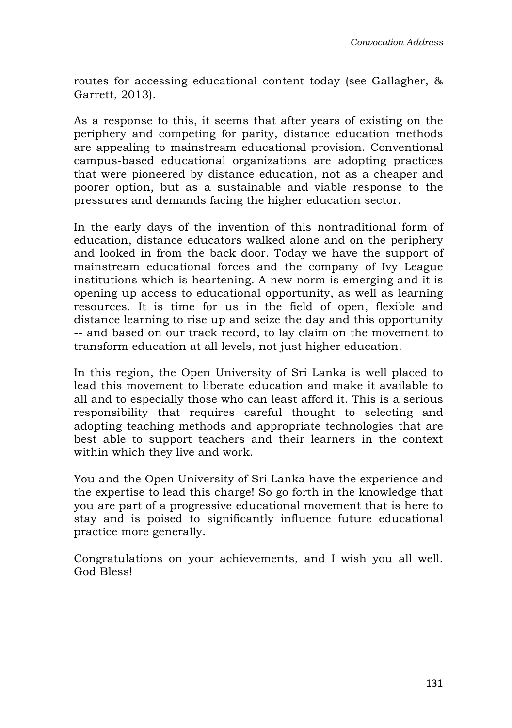routes for accessing educational content today (see Gallagher, & Garrett, 2013).

As a response to this, it seems that after years of existing on the periphery and competing for parity, distance education methods are appealing to mainstream educational provision. Conventional campus-based educational organizations are adopting practices that were pioneered by distance education, not as a cheaper and poorer option, but as a sustainable and viable response to the pressures and demands facing the higher education sector.

In the early days of the invention of this nontraditional form of education, distance educators walked alone and on the periphery and looked in from the back door. Today we have the support of mainstream educational forces and the company of Ivy League institutions which is heartening. A new norm is emerging and it is opening up access to educational opportunity, as well as learning resources. It is time for us in the field of open, flexible and distance learning to rise up and seize the day and this opportunity -- and based on our track record, to lay claim on the movement to transform education at all levels, not just higher education.

In this region, the Open University of Sri Lanka is well placed to lead this movement to liberate education and make it available to all and to especially those who can least afford it. This is a serious responsibility that requires careful thought to selecting and adopting teaching methods and appropriate technologies that are best able to support teachers and their learners in the context within which they live and work.

You and the Open University of Sri Lanka have the experience and the expertise to lead this charge! So go forth in the knowledge that you are part of a progressive educational movement that is here to stay and is poised to significantly influence future educational practice more generally.

Congratulations on your achievements, and I wish you all well. God Bless!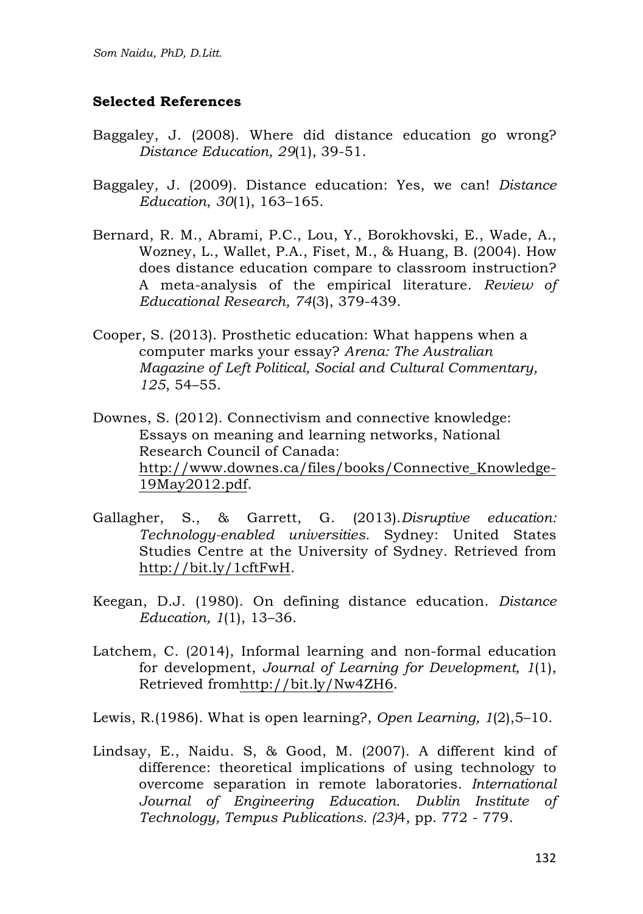### Selected References

Baggaley, J. (2008). Where did distance education go wrong? *Distance Education, 29*(1), 39-51.

Baggaley, J. (2009). Distance education: Yes, we can! *Distance Education*, *30*(1), 163–165.

Bernard, R. M., Abrami, P.C., Lou, Y., Borokhovski, E., Wade, A., Wozney, L., Wallet, P.A., Fiset, M., & Huang, B. (2004). How does distance education compare to classroom instruction? A meta-analysis of the empirical literature. *Review of Educational Research, 74*(3), 379-439.

Cooper, S. (2013). Prosthetic education: What happens when a computer marks your essay? *Arena: The Australian Magazine of Left Political, Social and Cultural Commentary, 125*, 54–55.

Downes, S. (2012). Connectivism and connective knowledge: Essays on meaning and learning networks, National Research Council of Canada: http://www.downes.ca/files/books/Connective_Knowledge-19May2012.pdf.

Gallagher, S., & Garrett, G. (2013).*Disruptive education: Technology-enabled universities.* Sydney: United States Studies Centre at the University of Sydney. Retrieved from http://bit.ly/1cftFwH.

Keegan, D.J. (1980). On defining distance education. *Distance Education, 1*(1), 13–36.

Latchem, C. (2014), Informal learning and non-formal education for development, *Journal of Learning for Development, 1*(1), Retrieved fromhttp://bit.ly/Nw4ZH6.

Lewis, R.(1986). What is open learning?, *Open Learning, 1*(2),5–10.

Lindsay, E., Naidu. S, & Good, M. (2007). A different kind of difference: theoretical implications of using technology to overcome separation in remote laboratories. *International Journal of Engineering Education. Dublin Institute of Technology, Tempus Publications. (23)*4, pp. 772 - 779.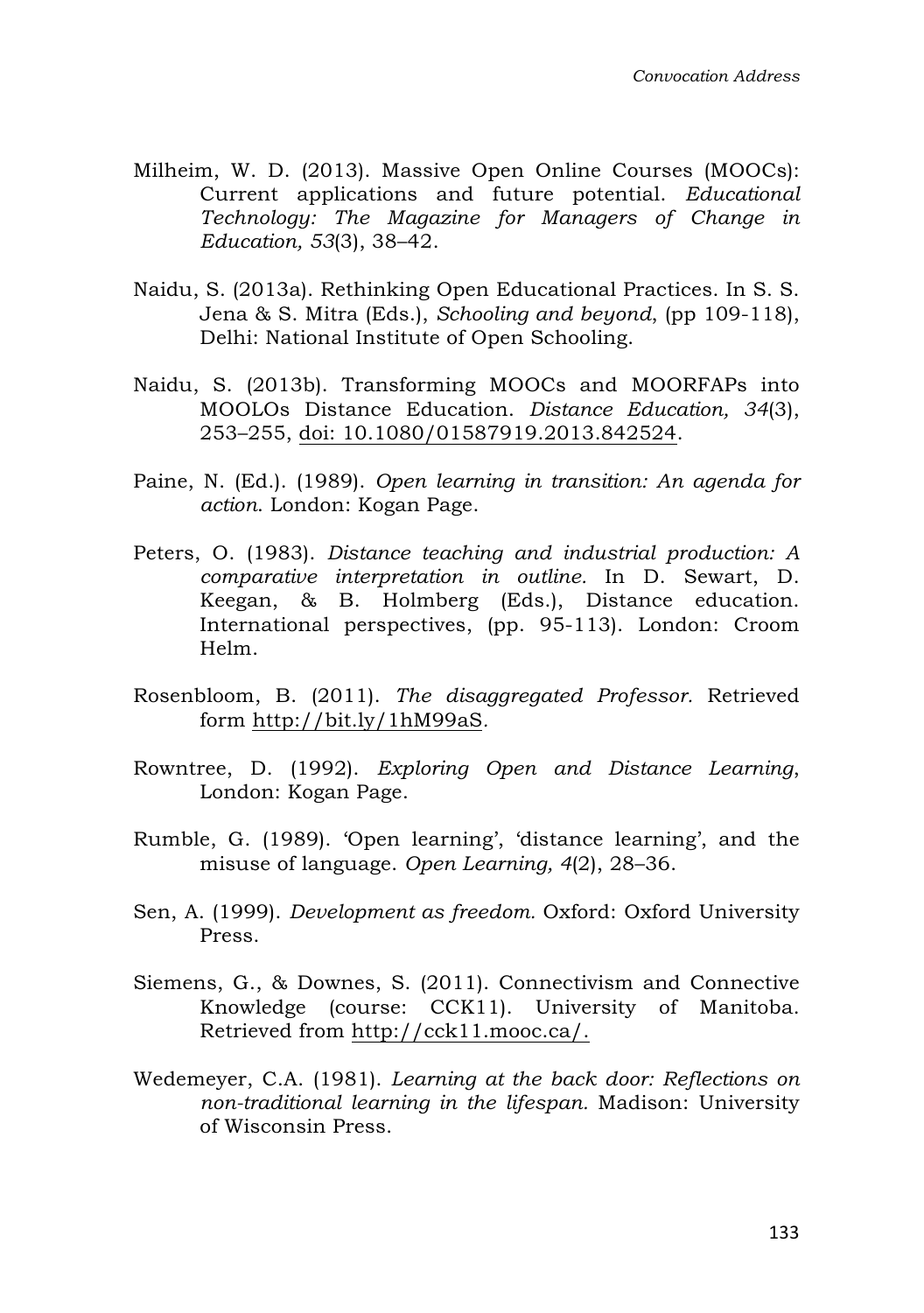Milheim, W. D. (2013). Massive Open Online Courses (MOOCs): Current applications and future potential. *Educational Technology: The Magazine for Managers of Change in Education, 53*(3), 38–42.

Naidu, S. (2013a). Rethinking Open Educational Practices. In S. S. Jena & S. Mitra (Eds.), *Schooling and beyond*, (pp 109-118), Delhi: National Institute of Open Schooling.

Naidu, S. (2013b). Transforming MOOCs and MOORFAPs into MOOLOs Distance Education. *Distance Education, 34*(3), 253–255, doi: 10.1080/01587919.2013.842524.

Paine, N. (Ed.). (1989). *Open learning in transition: An agenda for action*. London: Kogan Page.

Peters, O. (1983). *Distance teaching and industrial production: A comparative interpretation in outline.* In D. Sewart, D. Keegan, & B. Holmberg (Eds.), Distance education. International perspectives, (pp. 95-113). London: Croom Helm.

Rosenbloom, B. (2011). *The disaggregated Professor.* Retrieved form http://bit.ly/1hM99aS.

Rowntree, D. (1992). *Exploring Open and Distance Learning*, London: Kogan Page.

Rumble, G. (1989). 'Open learning', 'distance learning', and the misuse of language. *Open Learning, 4*(2), 28–36.

Sen, A. (1999). *Development as freedom.* Oxford: Oxford University Press.

Siemens, G., & Downes, S. (2011). Connectivism and Connective Knowledge (course: CCK11). University of Manitoba. Retrieved from http://cck11.mooc.ca/.

Wedemeyer, C.A. (1981). *Learning at the back door: Reflections on non-traditional learning in the lifespan.* Madison: University of Wisconsin Press.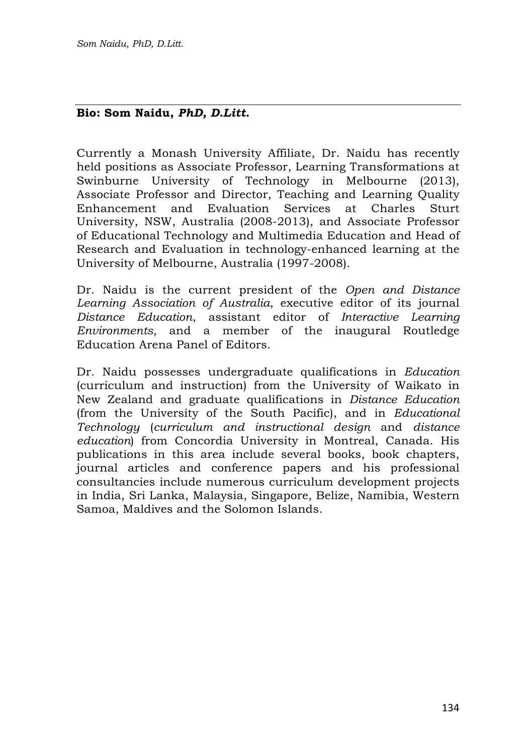## Bio: Som Naidu, *PhD, D.Litt.*

Currently a Monash University Affiliate, Dr. Naidu has recently held positions as Associate Professor, Learning Transformations at Swinburne University of Technology in Melbourne (2013), Associate Professor and Director, Teaching and Learning Quality Enhancement and Evaluation Services at Charles Sturt University, NSW, Australia (2008-2013), and Associate Professor of Educational Technology and Multimedia Education and Head of Research and Evaluation in technology-enhanced learning at the University of Melbourne, Australia (1997-2008).

Dr. Naidu is the current president of the *Open and Distance Learning Association of Australia*, executive editor of its journal *Distance Education*, assistant editor of *Interactive Learning Environments*, and a member of the inaugural Routledge Education Arena Panel of Editors.

Dr. Naidu possesses undergraduate qualifications in *Education* (curriculum and instruction) from the University of Waikato in New Zealand and graduate qualifications in *Distance Education* (from the University of the South Pacific), and in *Educational Technology* (*curriculum and instructional design* and *distance education*) from Concordia University in Montreal, Canada. His publications in this area include several books, book chapters, journal articles and conference papers and his professional consultancies include numerous curriculum development projects in India, Sri Lanka, Malaysia, Singapore, Belize, Namibia, Western Samoa, Maldives and the Solomon Islands.